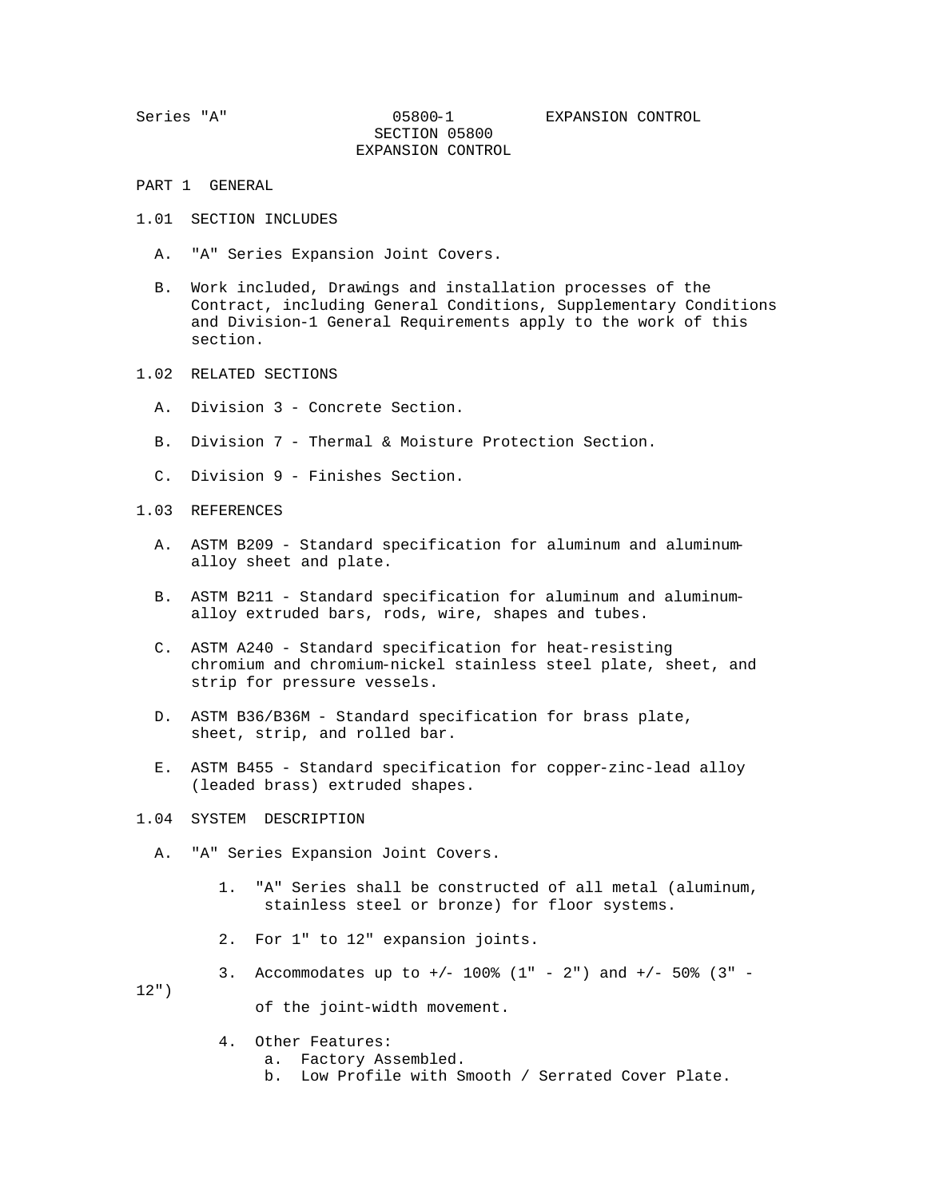# SECTION 05800
# EXPANSION CONTROL

## PART 1 GENERAL

### 1.01 SECTION INCLUDES

A. "A" Series Expansion Joint Covers.

B. Work included, Drawings and installation processes of the Contract, including General Conditions, Supplementary Conditions and Division-1 General Requirements apply to the work of this section.

### 1.02 RELATED SECTIONS

A. Division 3 - Concrete Section.

B. Division 7 - Thermal & Moisture Protection Section.

C. Division 9 - Finishes Section.

### 1.03 REFERENCES

A. ASTM B209 - Standard specification for aluminum and aluminum-alloy sheet and plate.

B. ASTM B211 - Standard specification for aluminum and aluminum-alloy extruded bars, rods, wire, shapes and tubes.

C. ASTM A240 - Standard specification for heat-resisting chromium and chromium-nickel stainless steel plate, sheet, and strip for pressure vessels.

D. ASTM B36/B36M - Standard specification for brass plate, sheet, strip, and rolled bar.

E. ASTM B455 - Standard specification for copper-zinc-lead alloy (leaded brass) extruded shapes.

### 1.04 SYSTEM DESCRIPTION

A. "A" Series Expansion Joint Covers.

1. "A" Series shall be constructed of all metal (aluminum, stainless steel or bronze) for floor systems.
2. For 1" to 12" expansion joints.
3. Accommodates up to +/- 100% (1" - 2") and +/- 50% (3" - 12") of the joint-width movement.
4. Other Features:
   a. Factory Assembled.
   b. Low Profile with Smooth / Serrated Cover Plate.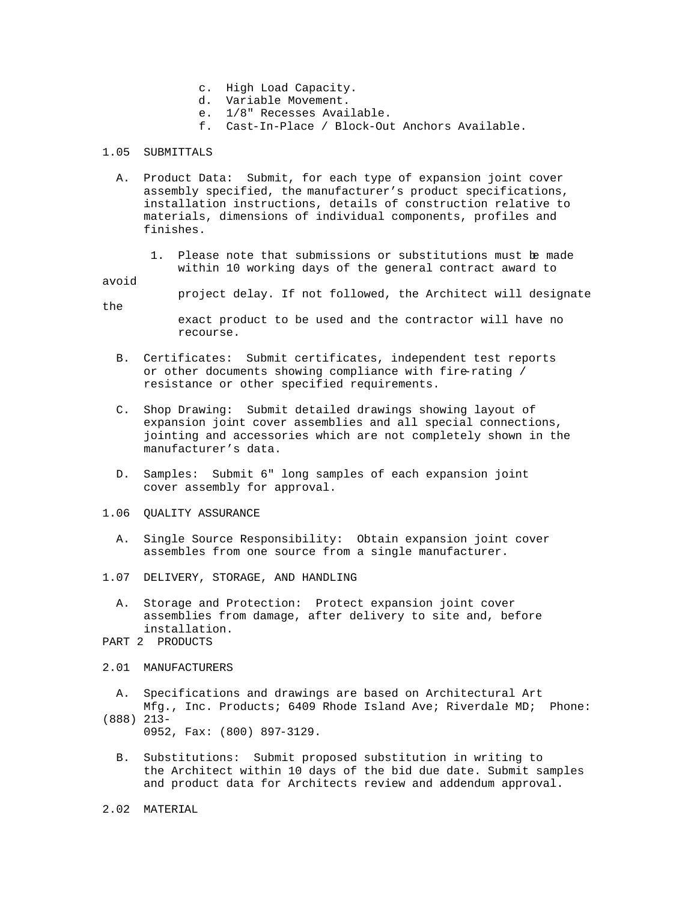c. High Load Capacity.
d. Variable Movement.
e. 1/8" Recesses Available.
f. Cast-In-Place / Block-Out Anchors Available.

1.05 SUBMITTALS

A. Product Data: Submit, for each type of expansion joint cover assembly specified, the manufacturer's product specifications, installation instructions, details of construction relative to materials, dimensions of individual components, profiles and finishes.

   1. Please note that submissions or substitutions must be made within 10 working days of the general contract award to avoid project delay. If not followed, the Architect will designate the exact product to be used and the contractor will have no recourse.

B. Certificates: Submit certificates, independent test reports or other documents showing compliance with fire-rating / resistance or other specified requirements.

C. Shop Drawing: Submit detailed drawings showing layout of expansion joint cover assemblies and all special connections, jointing and accessories which are not completely shown in the manufacturer's data.

D. Samples: Submit 6" long samples of each expansion joint cover assembly for approval.

1.06 QUALITY ASSURANCE

A. Single Source Responsibility: Obtain expansion joint cover assembles from one source from a single manufacturer.

1.07 DELIVERY, STORAGE, AND HANDLING

A. Storage and Protection: Protect expansion joint cover assemblies from damage, after delivery to site and, before installation.

PART 2 PRODUCTS

2.01 MANUFACTURERS

A. Specifications and drawings are based on Architectural Art Mfg., Inc. Products; 6409 Rhode Island Ave; Riverdale MD; Phone: (888) 213-0952, Fax: (800) 897-3129.

B. Substitutions: Submit proposed substitution in writing to the Architect within 10 days of the bid due date. Submit samples and product data for Architects review and addendum approval.

2.02 MATERIAL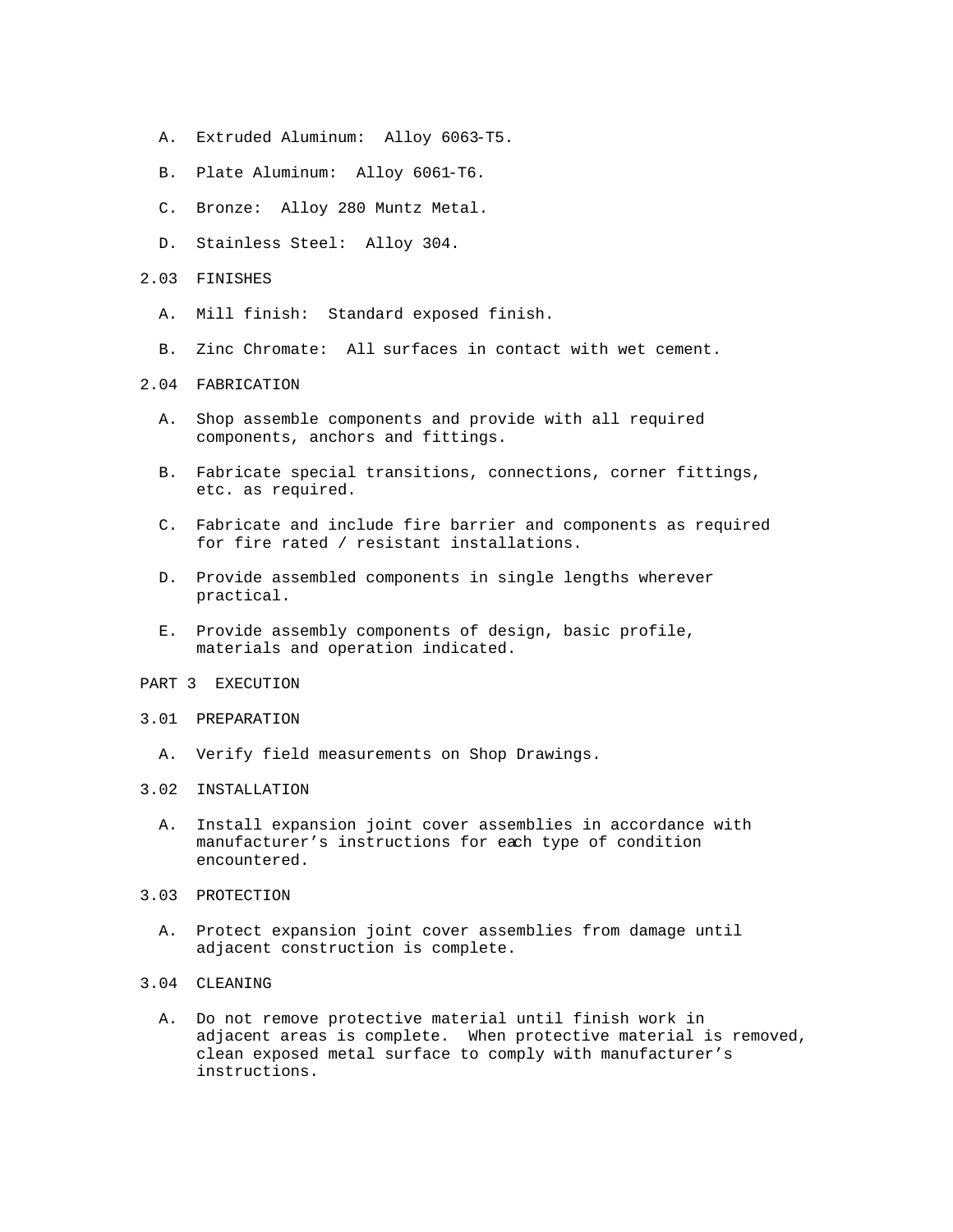A. Extruded Aluminum: Alloy 6063-T5.

B. Plate Aluminum: Alloy 6061-T6.

C. Bronze: Alloy 280 Muntz Metal.

D. Stainless Steel: Alloy 304.

## 2.03 FINISHES

A. Mill finish: Standard exposed finish.

B. Zinc Chromate: All surfaces in contact with wet cement.

## 2.04 FABRICATION

A. Shop assemble components and provide with all required components, anchors and fittings.

B. Fabricate special transitions, connections, corner fittings, etc. as required.

C. Fabricate and include fire barrier and components as required for fire rated / resistant installations.

D. Provide assembled components in single lengths wherever practical.

E. Provide assembly components of design, basic profile, materials and operation indicated.

# PART 3 EXECUTION

## 3.01 PREPARATION

A. Verify field measurements on Shop Drawings.

## 3.02 INSTALLATION

A. Install expansion joint cover assemblies in accordance with manufacturer's instructions for each type of condition encountered.

## 3.03 PROTECTION

A. Protect expansion joint cover assemblies from damage until adjacent construction is complete.

## 3.04 CLEANING

A. Do not remove protective material until finish work in adjacent areas is complete. When protective material is removed, clean exposed metal surface to comply with manufacturer's instructions.